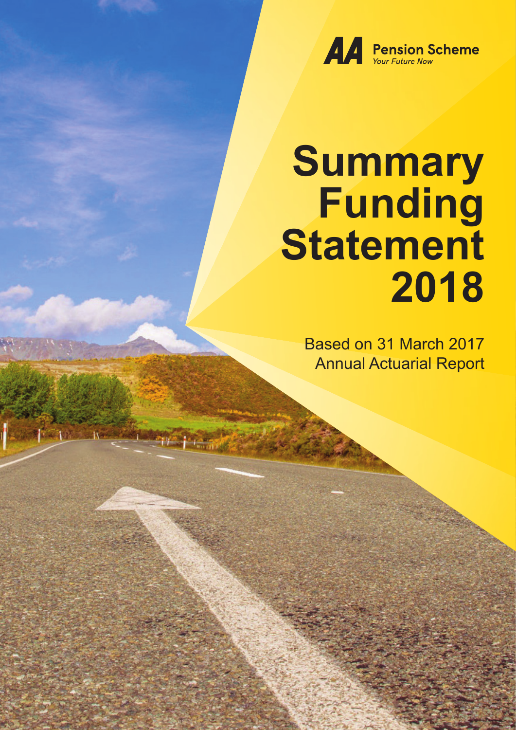AA Pension Scheme

*Your Future Now*

# Summary Funding Statement 2018

Based on 31 March 2017 Annual Actuarial Report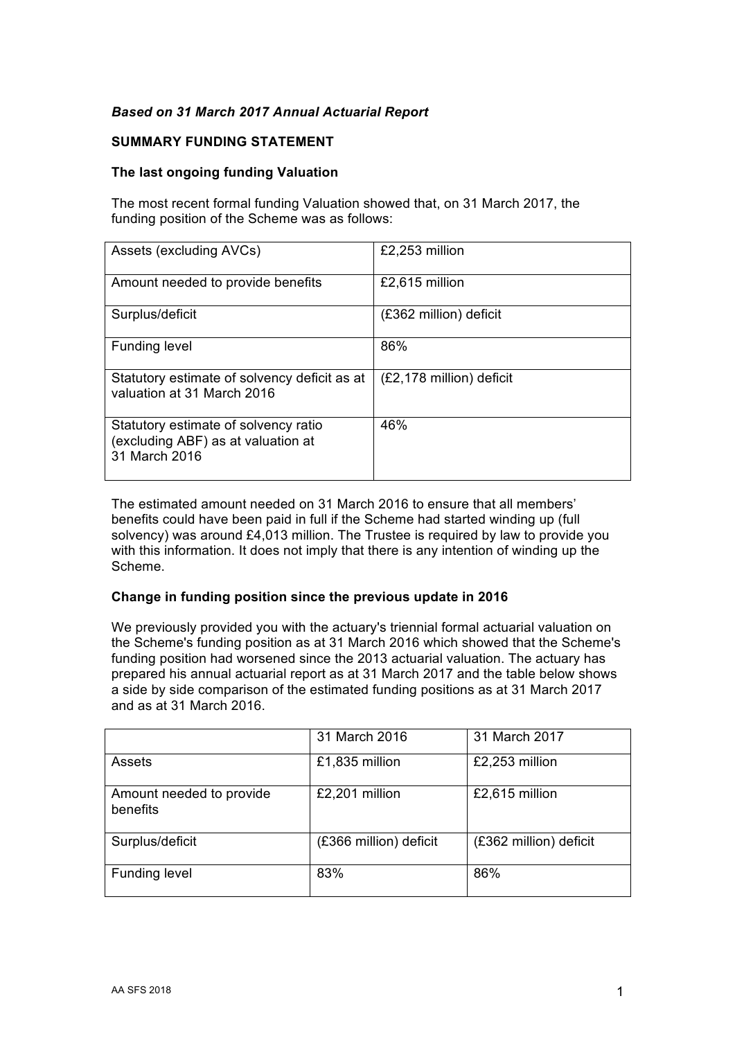***Based on 31 March 2017 Annual Actuarial Report***

**SUMMARY FUNDING STATEMENT**

**The last ongoing funding Valuation**

The most recent formal funding Valuation showed that, on 31 March 2017, the funding position of the Scheme was as follows:

| | |
|---|---|
| Assets (excluding AVCs) | £2,253 million |
| Amount needed to provide benefits | £2,615 million |
| Surplus/deficit | (£362 million) deficit |
| Funding level | 86% |
| Statutory estimate of solvency deficit as at valuation at 31 March 2016 | (£2,178 million) deficit |
| Statutory estimate of solvency ratio (excluding ABF) as at valuation at 31 March 2016 | 46% |

The estimated amount needed on 31 March 2016 to ensure that all members' benefits could have been paid in full if the Scheme had started winding up (full solvency) was around £4,013 million. The Trustee is required by law to provide you with this information. It does not imply that there is any intention of winding up the Scheme.

**Change in funding position since the previous update in 2016**

We previously provided you with the actuary's triennial formal actuarial valuation on the Scheme's funding position as at 31 March 2016 which showed that the Scheme's funding position had worsened since the 2013 actuarial valuation. The actuary has prepared his annual actuarial report as at 31 March 2017 and the table below shows a side by side comparison of the estimated funding positions as at 31 March 2017 and as at 31 March 2016.

| | 31 March 2016 | 31 March 2017 |
|---|---|---|
| Assets | £1,835 million | £2,253 million |
| Amount needed to provide benefits | £2,201 million | £2,615 million |
| Surplus/deficit | (£366 million) deficit | (£362 million) deficit |
| Funding level | 83% | 86% |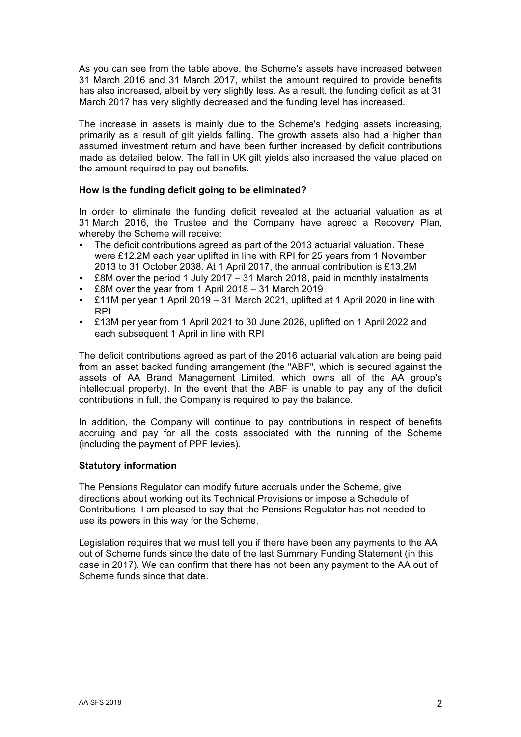As you can see from the table above, the Scheme's assets have increased between 31 March 2016 and 31 March 2017, whilst the amount required to provide benefits has also increased, albeit by very slightly less. As a result, the funding deficit as at 31 March 2017 has very slightly decreased and the funding level has increased.

The increase in assets is mainly due to the Scheme's hedging assets increasing, primarily as a result of gilt yields falling. The growth assets also had a higher than assumed investment return and have been further increased by deficit contributions made as detailed below. The fall in UK gilt yields also increased the value placed on the amount required to pay out benefits.

**How is the funding deficit going to be eliminated?**

In order to eliminate the funding deficit revealed at the actuarial valuation as at 31 March 2016, the Trustee and the Company have agreed a Recovery Plan, whereby the Scheme will receive:

- The deficit contributions agreed as part of the 2013 actuarial valuation. These were £12.2M each year uplifted in line with RPI for 25 years from 1 November 2013 to 31 October 2038. At 1 April 2017, the annual contribution is £13.2M
- £8M over the period 1 July 2017 – 31 March 2018, paid in monthly instalments
- £8M over the year from 1 April 2018 – 31 March 2019
- £11M per year 1 April 2019 – 31 March 2021, uplifted at 1 April 2020 in line with RPI
- £13M per year from 1 April 2021 to 30 June 2026, uplifted on 1 April 2022 and each subsequent 1 April in line with RPI

The deficit contributions agreed as part of the 2016 actuarial valuation are being paid from an asset backed funding arrangement (the "ABF", which is secured against the assets of AA Brand Management Limited, which owns all of the AA group's intellectual property). In the event that the ABF is unable to pay any of the deficit contributions in full, the Company is required to pay the balance.

In addition, the Company will continue to pay contributions in respect of benefits accruing and pay for all the costs associated with the running of the Scheme (including the payment of PPF levies).

**Statutory information**

The Pensions Regulator can modify future accruals under the Scheme, give directions about working out its Technical Provisions or impose a Schedule of Contributions. I am pleased to say that the Pensions Regulator has not needed to use its powers in this way for the Scheme.

Legislation requires that we must tell you if there have been any payments to the AA out of Scheme funds since the date of the last Summary Funding Statement (in this case in 2017). We can confirm that there has not been any payment to the AA out of Scheme funds since that date.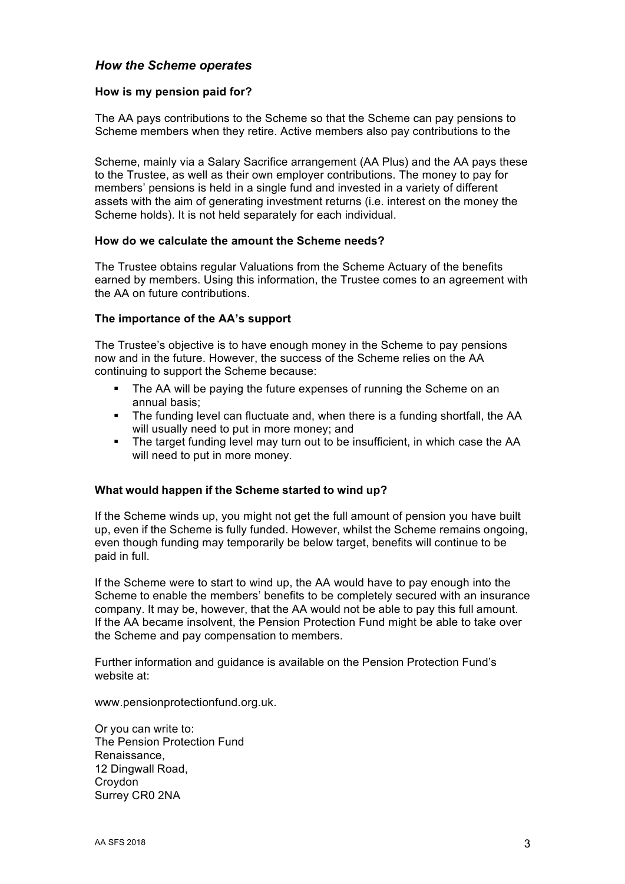## *How the Scheme operates*

### How is my pension paid for?

The AA pays contributions to the Scheme so that the Scheme can pay pensions to Scheme members when they retire. Active members also pay contributions to the Scheme, mainly via a Salary Sacrifice arrangement (AA Plus) and the AA pays these to the Trustee, as well as their own employer contributions. The money to pay for members' pensions is held in a single fund and invested in a variety of different assets with the aim of generating investment returns (i.e. interest on the money the Scheme holds). It is not held separately for each individual.

### How do we calculate the amount the Scheme needs?

The Trustee obtains regular Valuations from the Scheme Actuary of the benefits earned by members. Using this information, the Trustee comes to an agreement with the AA on future contributions.

### The importance of the AA's support

The Trustee's objective is to have enough money in the Scheme to pay pensions now and in the future. However, the success of the Scheme relies on the AA continuing to support the Scheme because:

- The AA will be paying the future expenses of running the Scheme on an annual basis;
- The funding level can fluctuate and, when there is a funding shortfall, the AA will usually need to put in more money; and
- The target funding level may turn out to be insufficient, in which case the AA will need to put in more money.

### What would happen if the Scheme started to wind up?

If the Scheme winds up, you might not get the full amount of pension you have built up, even if the Scheme is fully funded. However, whilst the Scheme remains ongoing, even though funding may temporarily be below target, benefits will continue to be paid in full.

If the Scheme were to start to wind up, the AA would have to pay enough into the Scheme to enable the members' benefits to be completely secured with an insurance company. It may be, however, that the AA would not be able to pay this full amount. If the AA became insolvent, the Pension Protection Fund might be able to take over the Scheme and pay compensation to members.

Further information and guidance is available on the Pension Protection Fund's website at:

www.pensionprotectionfund.org.uk.

Or you can write to:
The Pension Protection Fund
Renaissance,
12 Dingwall Road,
Croydon
Surrey CR0 2NA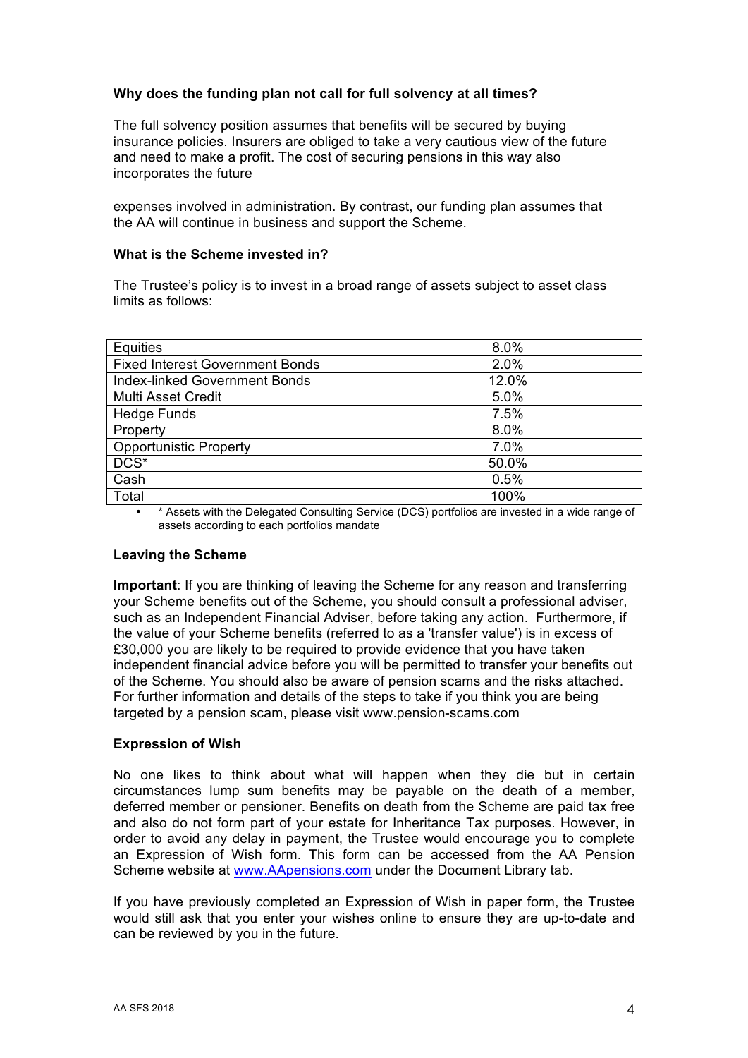**Why does the funding plan not call for full solvency at all times?**

The full solvency position assumes that benefits will be secured by buying insurance policies. Insurers are obliged to take a very cautious view of the future and need to make a profit. The cost of securing pensions in this way also incorporates the future

expenses involved in administration. By contrast, our funding plan assumes that the AA will continue in business and support the Scheme.

**What is the Scheme invested in?**

The Trustee's policy is to invest in a broad range of assets subject to asset class limits as follows:

| | |
|---|---|
| Equities | 8.0% |
| Fixed Interest Government Bonds | 2.0% |
| Index-linked Government Bonds | 12.0% |
| Multi Asset Credit | 5.0% |
| Hedge Funds | 7.5% |
| Property | 8.0% |
| Opportunistic Property | 7.0% |
| DCS* | 50.0% |
| Cash | 0.5% |
| Total | 100% |

- * Assets with the Delegated Consulting Service (DCS) portfolios are invested in a wide range of assets according to each portfolios mandate

**Leaving the Scheme**

**Important**: If you are thinking of leaving the Scheme for any reason and transferring your Scheme benefits out of the Scheme, you should consult a professional adviser, such as an Independent Financial Adviser, before taking any action. Furthermore, if the value of your Scheme benefits (referred to as a 'transfer value') is in excess of £30,000 you are likely to be required to provide evidence that you have taken independent financial advice before you will be permitted to transfer your benefits out of the Scheme. You should also be aware of pension scams and the risks attached. For further information and details of the steps to take if you think you are being targeted by a pension scam, please visit www.pension-scams.com

**Expression of Wish**

No one likes to think about what will happen when they die but in certain circumstances lump sum benefits may be payable on the death of a member, deferred member or pensioner. Benefits on death from the Scheme are paid tax free and also do not form part of your estate for Inheritance Tax purposes. However, in order to avoid any delay in payment, the Trustee would encourage you to complete an Expression of Wish form. This form can be accessed from the AA Pension Scheme website at www.AApensions.com under the Document Library tab.

If you have previously completed an Expression of Wish in paper form, the Trustee would still ask that you enter your wishes online to ensure they are up-to-date and can be reviewed by you in the future.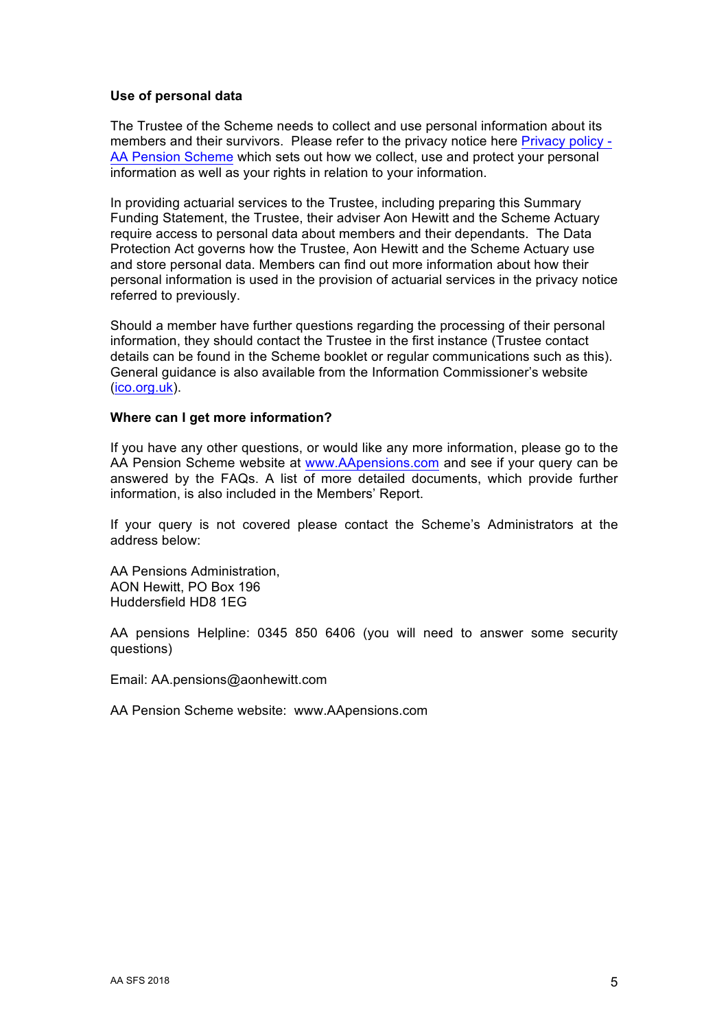**Use of personal data**

The Trustee of the Scheme needs to collect and use personal information about its members and their survivors. Please refer to the privacy notice here Privacy policy - AA Pension Scheme which sets out how we collect, use and protect your personal information as well as your rights in relation to your information.

In providing actuarial services to the Trustee, including preparing this Summary Funding Statement, the Trustee, their adviser Aon Hewitt and the Scheme Actuary require access to personal data about members and their dependants. The Data Protection Act governs how the Trustee, Aon Hewitt and the Scheme Actuary use and store personal data. Members can find out more information about how their personal information is used in the provision of actuarial services in the privacy notice referred to previously.

Should a member have further questions regarding the processing of their personal information, they should contact the Trustee in the first instance (Trustee contact details can be found in the Scheme booklet or regular communications such as this). General guidance is also available from the Information Commissioner's website (ico.org.uk).

**Where can I get more information?**

If you have any other questions, or would like any more information, please go to the AA Pension Scheme website at www.AApensions.com and see if your query can be answered by the FAQs. A list of more detailed documents, which provide further information, is also included in the Members' Report.

If your query is not covered please contact the Scheme's Administrators at the address below:

AA Pensions Administration,
AON Hewitt, PO Box 196
Huddersfield HD8 1EG

AA pensions Helpline: 0345 850 6406 (you will need to answer some security questions)

Email: AA.pensions@aonhewitt.com

AA Pension Scheme website: www.AApensions.com